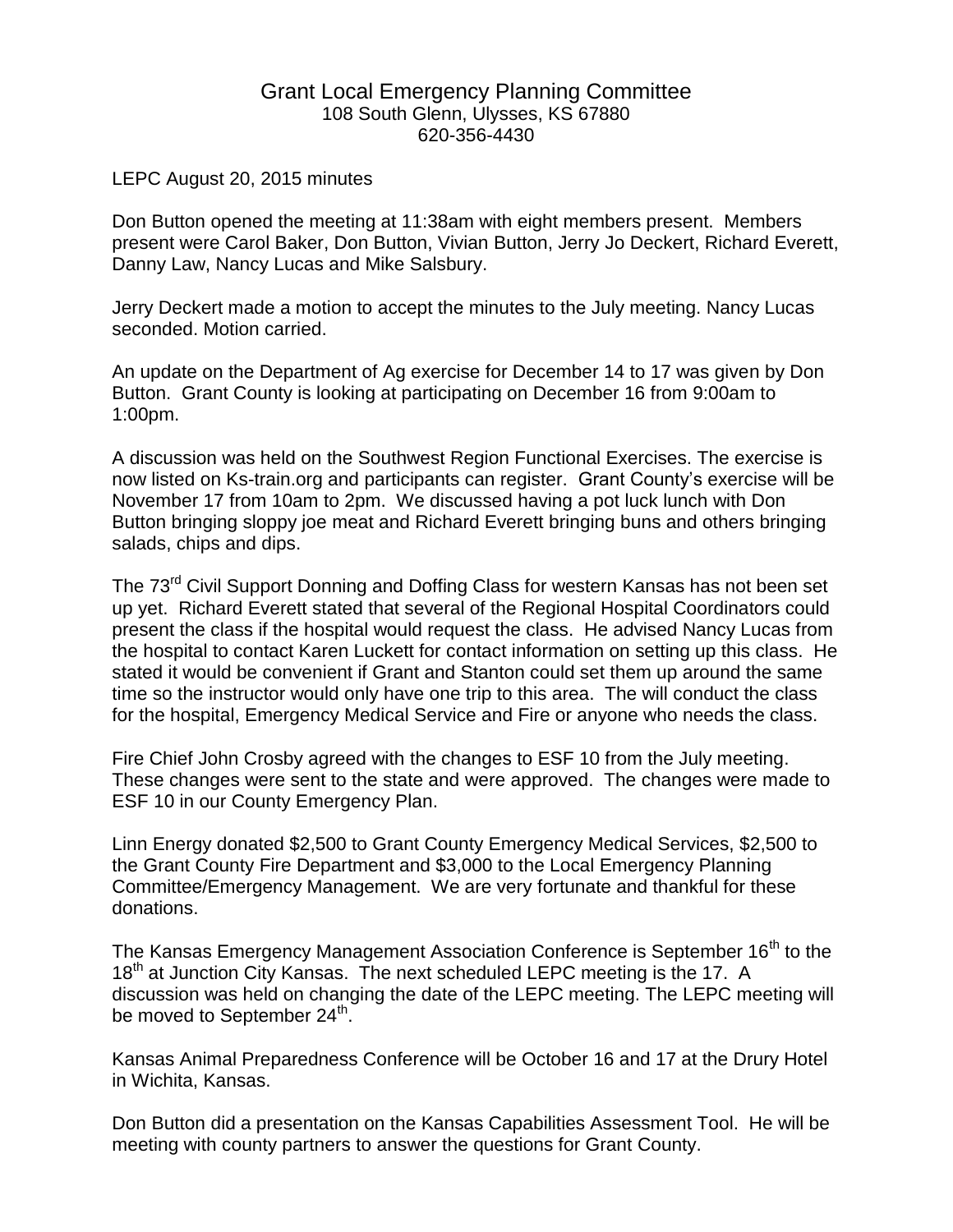# Grant Local Emergency Planning Committee

108 South Glenn, Ulysses, KS 67880
620-356-4430

LEPC August 20, 2015 minutes

Don Button opened the meeting at 11:38am with eight members present. Members present were Carol Baker, Don Button, Vivian Button, Jerry Jo Deckert, Richard Everett, Danny Law, Nancy Lucas and Mike Salsbury.

Jerry Deckert made a motion to accept the minutes to the July meeting. Nancy Lucas seconded. Motion carried.

An update on the Department of Ag exercise for December 14 to 17 was given by Don Button. Grant County is looking at participating on December 16 from 9:00am to 1:00pm.

A discussion was held on the Southwest Region Functional Exercises. The exercise is now listed on Ks-train.org and participants can register. Grant County's exercise will be November 17 from 10am to 2pm. We discussed having a pot luck lunch with Don Button bringing sloppy joe meat and Richard Everett bringing buns and others bringing salads, chips and dips.

The 73rd Civil Support Donning and Doffing Class for western Kansas has not been set up yet. Richard Everett stated that several of the Regional Hospital Coordinators could present the class if the hospital would request the class. He advised Nancy Lucas from the hospital to contact Karen Luckett for contact information on setting up this class. He stated it would be convenient if Grant and Stanton could set them up around the same time so the instructor would only have one trip to this area. The will conduct the class for the hospital, Emergency Medical Service and Fire or anyone who needs the class.

Fire Chief John Crosby agreed with the changes to ESF 10 from the July meeting. These changes were sent to the state and were approved. The changes were made to ESF 10 in our County Emergency Plan.

Linn Energy donated $2,500 to Grant County Emergency Medical Services, $2,500 to the Grant County Fire Department and $3,000 to the Local Emergency Planning Committee/Emergency Management. We are very fortunate and thankful for these donations.

The Kansas Emergency Management Association Conference is September 16th to the 18th at Junction City Kansas. The next scheduled LEPC meeting is the 17. A discussion was held on changing the date of the LEPC meeting. The LEPC meeting will be moved to September 24th.

Kansas Animal Preparedness Conference will be October 16 and 17 at the Drury Hotel in Wichita, Kansas.

Don Button did a presentation on the Kansas Capabilities Assessment Tool. He will be meeting with county partners to answer the questions for Grant County.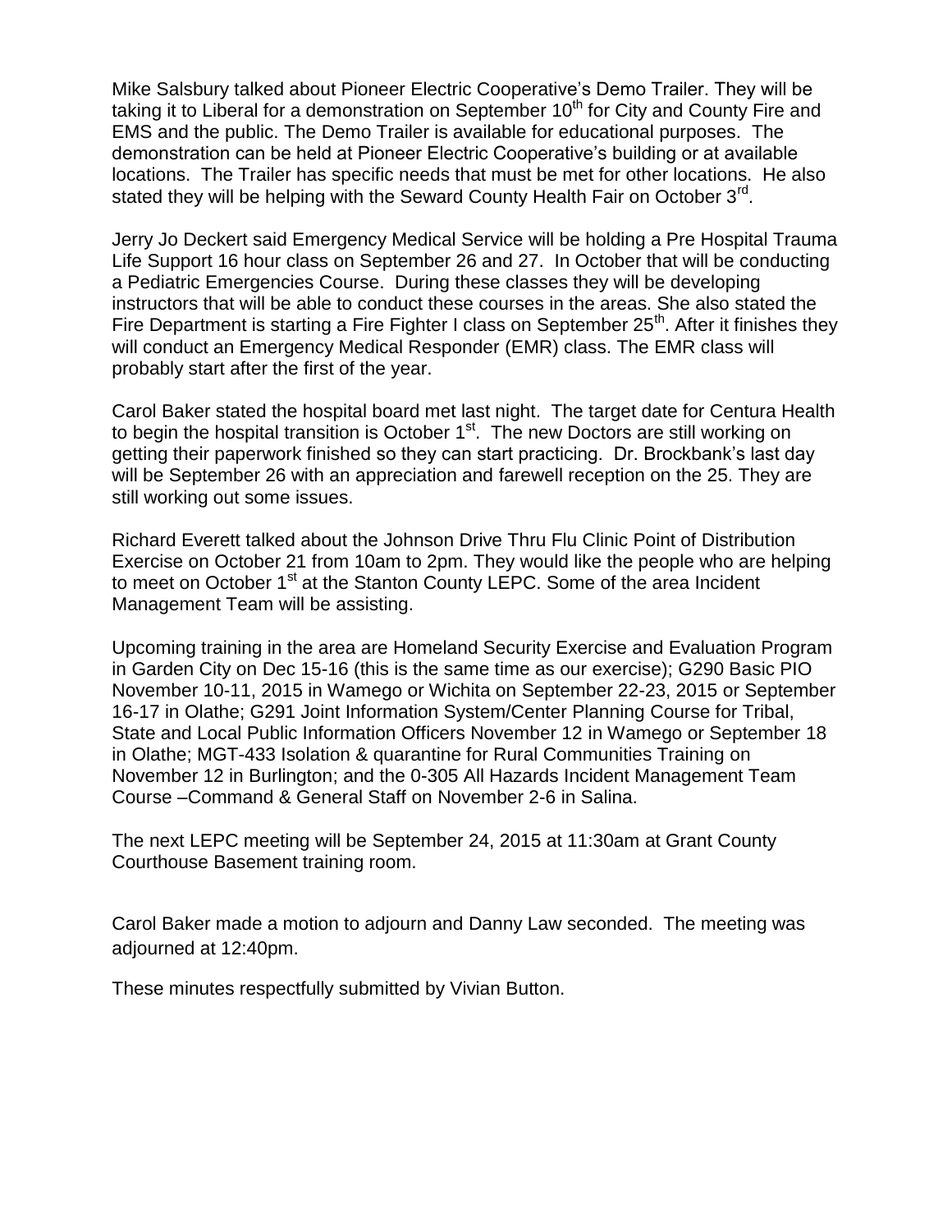Mike Salsbury talked about Pioneer Electric Cooperative's Demo Trailer. They will be taking it to Liberal for a demonstration on September 10th for City and County Fire and EMS and the public. The Demo Trailer is available for educational purposes. The demonstration can be held at Pioneer Electric Cooperative's building or at available locations. The Trailer has specific needs that must be met for other locations. He also stated they will be helping with the Seward County Health Fair on October 3rd.

Jerry Jo Deckert said Emergency Medical Service will be holding a Pre Hospital Trauma Life Support 16 hour class on September 26 and 27. In October that will be conducting a Pediatric Emergencies Course. During these classes they will be developing instructors that will be able to conduct these courses in the areas. She also stated the Fire Department is starting a Fire Fighter I class on September 25th. After it finishes they will conduct an Emergency Medical Responder (EMR) class. The EMR class will probably start after the first of the year.

Carol Baker stated the hospital board met last night. The target date for Centura Health to begin the hospital transition is October 1st. The new Doctors are still working on getting their paperwork finished so they can start practicing. Dr. Brockbank's last day will be September 26 with an appreciation and farewell reception on the 25. They are still working out some issues.

Richard Everett talked about the Johnson Drive Thru Flu Clinic Point of Distribution Exercise on October 21 from 10am to 2pm. They would like the people who are helping to meet on October 1st at the Stanton County LEPC. Some of the area Incident Management Team will be assisting.

Upcoming training in the area are Homeland Security Exercise and Evaluation Program in Garden City on Dec 15-16 (this is the same time as our exercise); G290 Basic PIO November 10-11, 2015 in Wamego or Wichita on September 22-23, 2015 or September 16-17 in Olathe; G291 Joint Information System/Center Planning Course for Tribal, State and Local Public Information Officers November 12 in Wamego or September 18 in Olathe; MGT-433 Isolation & quarantine for Rural Communities Training on November 12 in Burlington; and the 0-305 All Hazards Incident Management Team Course –Command & General Staff on November 2-6 in Salina.

The next LEPC meeting will be September 24, 2015 at 11:30am at Grant County Courthouse Basement training room.

Carol Baker made a motion to adjourn and Danny Law seconded. The meeting was adjourned at 12:40pm.

These minutes respectfully submitted by Vivian Button.